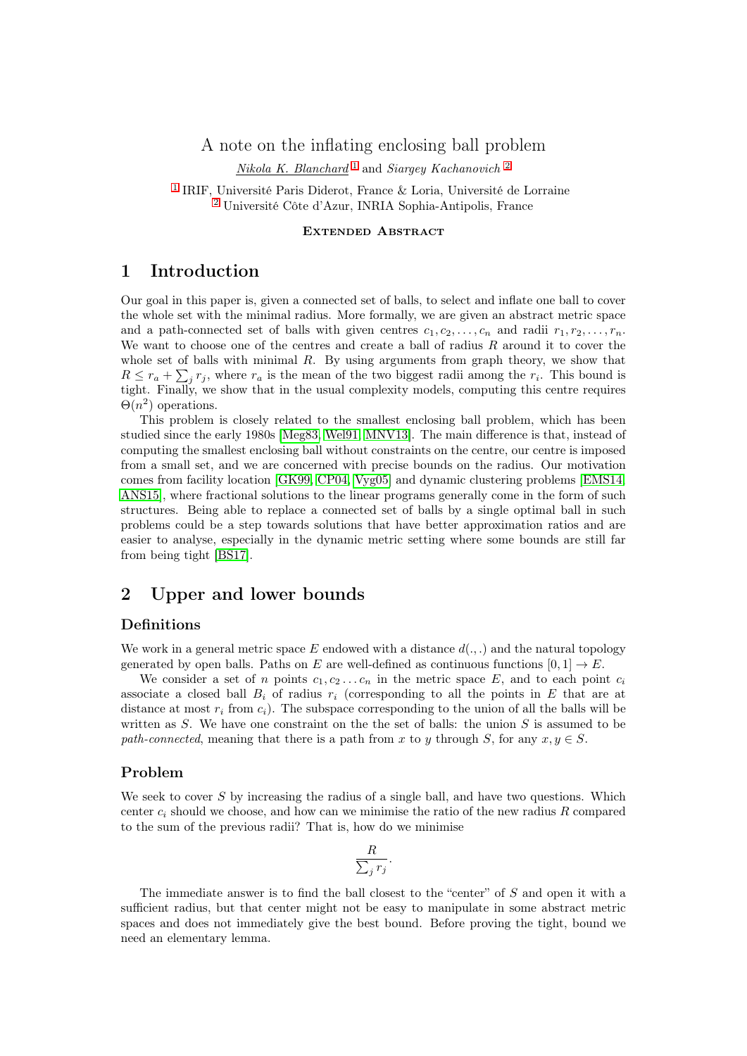# A note on the inflating enclosing ball problem

*Nikola K. Blanchard* [1] and *Siargey Kachanovich* [2]

[1] IRIF, Université Paris Diderot, France & Loria, Université de Lorraine
[2] Université Côte d'Azur, INRIA Sophia-Antipolis, France

**Extended Abstract**

## 1 Introduction

Our goal in this paper is, given a connected set of balls, to select and inflate one ball to cover the whole set with the minimal radius. More formally, we are given an abstract metric space and a path-connected set of balls with given centres $c_1, c_2, \ldots, c_n$ and radii $r_1, r_2, \ldots, r_n$. We want to choose one of the centres and create a ball of radius $R$ around it to cover the whole set of balls with minimal $R$. By using arguments from graph theory, we show that $R \leq r_a + \sum_j r_j$, where $r_a$ is the mean of the two biggest radii among the $r_i$. This bound is tight. Finally, we show that in the usual complexity models, computing this centre requires $\Theta(n^2)$ operations.

This problem is closely related to the smallest enclosing ball problem, which has been studied since the early 1980s [Meg83, Wel91, MNV13]. The main difference is that, instead of computing the smallest enclosing ball without constraints on the centre, our centre is imposed from a small set, and we are concerned with precise bounds on the radius. Our motivation comes from facility location [GK99, CP04, Vyg05] and dynamic clustering problems [EMS14, ANS15], where fractional solutions to the linear programs generally come in the form of such structures. Being able to replace a connected set of balls by a single optimal ball in such problems could be a step towards solutions that have better approximation ratios and are easier to analyse, especially in the dynamic metric setting where some bounds are still far from being tight [BS17].

## 2 Upper and lower bounds

### Definitions

We work in a general metric space $E$ endowed with a distance $d(.,.)$ and the natural topology generated by open balls. Paths on $E$ are well-defined as continuous functions $[0,1] \to E$.

We consider a set of $n$ points $c_1, c_2 \ldots c_n$ in the metric space $E$, and to each point $c_i$ associate a closed ball $B_i$ of radius $r_i$ (corresponding to all the points in $E$ that are at distance at most $r_i$ from $c_i$). The subspace corresponding to the union of all the balls will be written as $S$. We have one constraint on the the set of balls: the union $S$ is assumed to be *path-connected*, meaning that there is a path from $x$ to $y$ through $S$, for any $x, y \in S$.

### Problem

We seek to cover $S$ by increasing the radius of a single ball, and have two questions. Which center $c_i$ should we choose, and how can we minimise the ratio of the new radius $R$ compared to the sum of the previous radii? That is, how do we minimise

$$\frac{R}{\sum_j r_j}.$$

The immediate answer is to find the ball closest to the "center" of $S$ and open it with a sufficient radius, but that center might not be easy to manipulate in some abstract metric spaces and does not immediately give the best bound. Before proving the tight, bound we need an elementary lemma.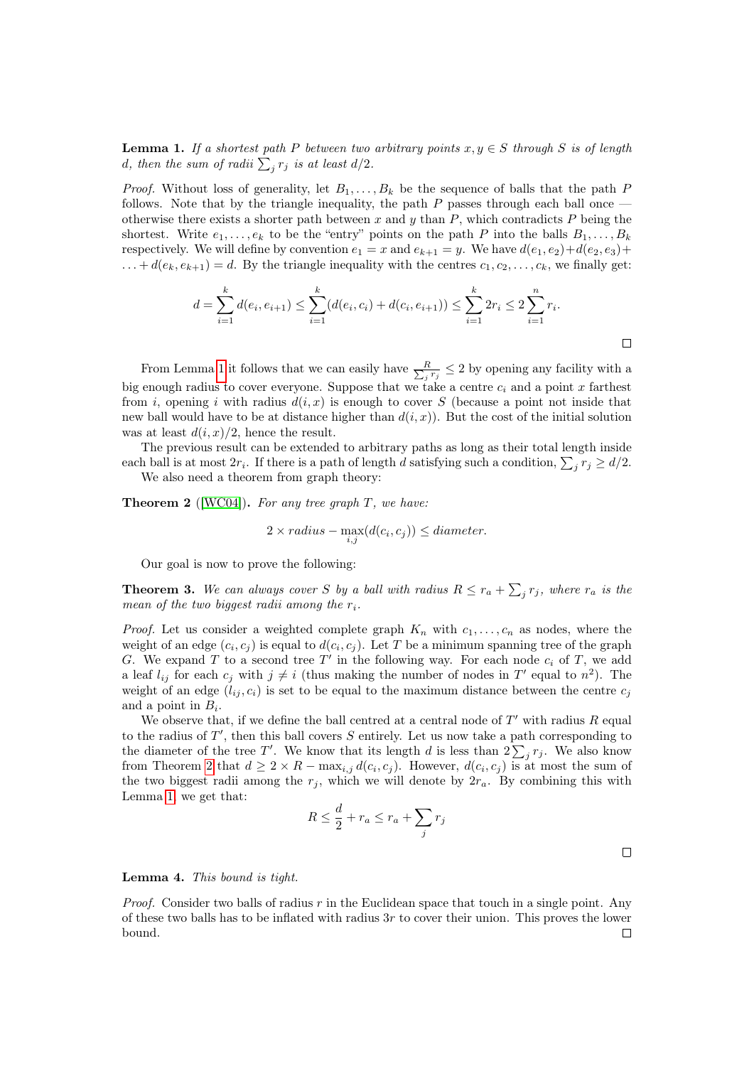**Lemma 1.** *If a shortest path $P$ between two arbitrary points $x, y \in S$ through $S$ is of length $d$, then the sum of radii $\sum_j r_j$ is at least $d/2$.*

*Proof.* Without loss of generality, let $B_1, \ldots, B_k$ be the sequence of balls that the path $P$ follows. Note that by the triangle inequality, the path $P$ passes through each ball once — otherwise there exists a shorter path between $x$ and $y$ than $P$, which contradicts $P$ being the shortest. Write $e_1, \ldots, e_k$ to be the "entry" points on the path $P$ into the balls $B_1, \ldots, B_k$ respectively. We will define by convention $e_1 = x$ and $e_{k+1} = y$. We have $d(e_1, e_2) + d(e_2, e_3) + \ldots + d(e_k, e_{k+1}) = d$. By the triangle inequality with the centres $c_1, c_2, \ldots, c_k$, we finally get:

$$d = \sum_{i=1}^{k} d(e_i, e_{i+1}) \leq \sum_{i=1}^{k} (d(e_i, c_i) + d(c_i, e_{i+1})) \leq \sum_{i=1}^{k} 2r_i \leq 2 \sum_{i=1}^{n} r_i.$$

□

From Lemma 1 it follows that we can easily have $\frac{R}{\sum_j r_j} \leq 2$ by opening any facility with a big enough radius to cover everyone. Suppose that we take a centre $c_i$ and a point $x$ farthest from $i$, opening $i$ with radius $d(i, x)$ is enough to cover $S$ (because a point not inside that new ball would have to be at distance higher than $d(i, x)$). But the cost of the initial solution was at least $d(i, x)/2$, hence the result.

The previous result can be extended to arbitrary paths as long as their total length inside each ball is at most $2r_i$. If there is a path of length $d$ satisfying such a condition, $\sum_j r_j \geq d/2$.

We also need a theorem from graph theory:

**Theorem 2** ([WC04]). *For any tree graph $T$, we have:*

$$2 \times radius - \max_{i,j}(d(c_i, c_j)) \leq diameter.$$

Our goal is now to prove the following:

**Theorem 3.** *We can always cover $S$ by a ball with radius $R \leq r_a + \sum_j r_j$, where $r_a$ is the mean of the two biggest radii among the $r_i$.*

*Proof.* Let us consider a weighted complete graph $K_n$ with $c_1, \ldots, c_n$ as nodes, where the weight of an edge $(c_i, c_j)$ is equal to $d(c_i, c_j)$. Let $T$ be a minimum spanning tree of the graph $G$. We expand $T$ to a second tree $T'$ in the following way. For each node $c_i$ of $T$, we add a leaf $l_{ij}$ for each $c_j$ with $j \neq i$ (thus making the number of nodes in $T'$ equal to $n^2$). The weight of an edge $(l_{ij}, c_i)$ is set to be equal to the maximum distance between the centre $c_j$ and a point in $B_i$.

We observe that, if we define the ball centred at a central node of $T'$ with radius $R$ equal to the radius of $T'$, then this ball covers $S$ entirely. Let us now take a path corresponding to the diameter of the tree $T'$. We know that its length $d$ is less than $2\sum_j r_j$. We also know from Theorem 2 that $d \geq 2 \times R - \max_{i,j} d(c_i, c_j)$. However, $d(c_i, c_j)$ is at most the sum of the two biggest radii among the $r_j$, which we will denote by $2r_a$. By combining this with Lemma 1, we get that:

$$R \leq \frac{d}{2} + r_a \leq r_a + \sum_j r_j$$

□

**Lemma 4.** *This bound is tight.*

*Proof.* Consider two balls of radius $r$ in the Euclidean space that touch in a single point. Any of these two balls has to be inflated with radius $3r$ to cover their union. This proves the lower bound.

□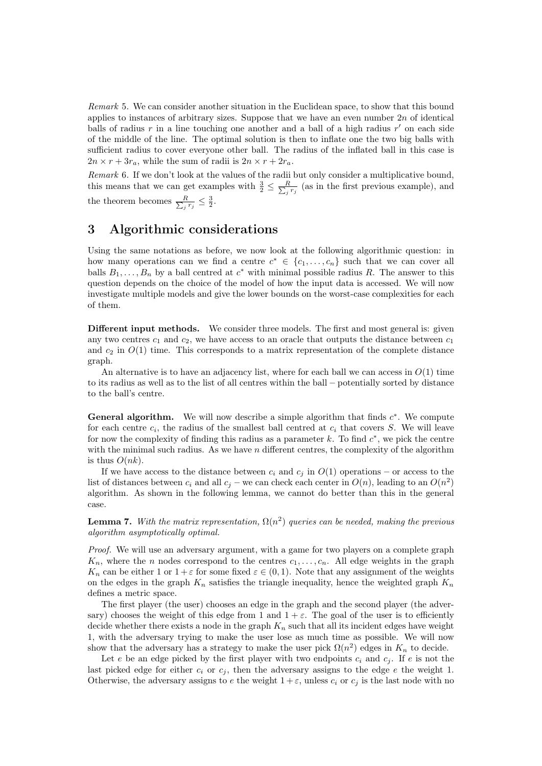*Remark* 5. We can consider another situation in the Euclidean space, to show that this bound applies to instances of arbitrary sizes. Suppose that we have an even number $2n$ of identical balls of radius $r$ in a line touching one another and a ball of a high radius $r'$ on each side of the middle of the line. The optimal solution is then to inflate one the two big balls with sufficient radius to cover everyone other ball. The radius of the inflated ball in this case is $2n \times r + 3r_a$, while the sum of radii is $2n \times r + 2r_a$.

*Remark* 6. If we don't look at the values of the radii but only consider a multiplicative bound, this means that we can get examples with $\frac{3}{2} \leq \frac{R}{\sum_j r_j}$ (as in the first previous example), and the theorem becomes $\frac{R}{\sum_j r_j} \leq \frac{3}{2}$.

## 3 Algorithmic considerations

Using the same notations as before, we now look at the following algorithmic question: in how many operations can we find a centre $c^* \in \{c_1, \ldots, c_n\}$ such that we can cover all balls $B_1, \ldots, B_n$ by a ball centred at $c^*$ with minimal possible radius $R$. The answer to this question depends on the choice of the model of how the input data is accessed. We will now investigate multiple models and give the lower bounds on the worst-case complexities for each of them.

**Different input methods.** We consider three models. The first and most general is: given any two centres $c_1$ and $c_2$, we have access to an oracle that outputs the distance between $c_1$ and $c_2$ in $O(1)$ time. This corresponds to a matrix representation of the complete distance graph.

An alternative is to have an adjacency list, where for each ball we can access in $O(1)$ time to its radius as well as to the list of all centres within the ball – potentially sorted by distance to the ball's centre.

**General algorithm.** We will now describe a simple algorithm that finds $c^*$. We compute for each centre $c_i$, the radius of the smallest ball centred at $c_i$ that covers $S$. We will leave for now the complexity of finding this radius as a parameter $k$. To find $c^*$, we pick the centre with the minimal such radius. As we have $n$ different centres, the complexity of the algorithm is thus $O(nk)$.

If we have access to the distance between $c_i$ and $c_j$ in $O(1)$ operations – or access to the list of distances between $c_i$ and all $c_j$ – we can check each center in $O(n)$, leading to an $O(n^2)$ algorithm. As shown in the following lemma, we cannot do better than this in the general case.

**Lemma 7.** *With the matrix representation, $\Omega(n^2)$ queries can be needed, making the previous algorithm asymptotically optimal.*

*Proof.* We will use an adversary argument, with a game for two players on a complete graph $K_n$, where the $n$ nodes correspond to the centres $c_1, \ldots, c_n$. All edge weights in the graph $K_n$ can be either 1 or $1 + \varepsilon$ for some fixed $\varepsilon \in (0, 1)$. Note that any assignment of the weights on the edges in the graph $K_n$ satisfies the triangle inequality, hence the weighted graph $K_n$ defines a metric space.

The first player (the user) chooses an edge in the graph and the second player (the adversary) chooses the weight of this edge from 1 and $1 + \varepsilon$. The goal of the user is to efficiently decide whether there exists a node in the graph $K_n$ such that all its incident edges have weight 1, with the adversary trying to make the user lose as much time as possible. We will now show that the adversary has a strategy to make the user pick $\Omega(n^2)$ edges in $K_n$ to decide.

Let $e$ be an edge picked by the first player with two endpoints $c_i$ and $c_j$. If $e$ is not the last picked edge for either $c_i$ or $c_j$, then the adversary assigns to the edge $e$ the weight 1. Otherwise, the adversary assigns to $e$ the weight $1 + \varepsilon$, unless $c_i$ or $c_j$ is the last node with no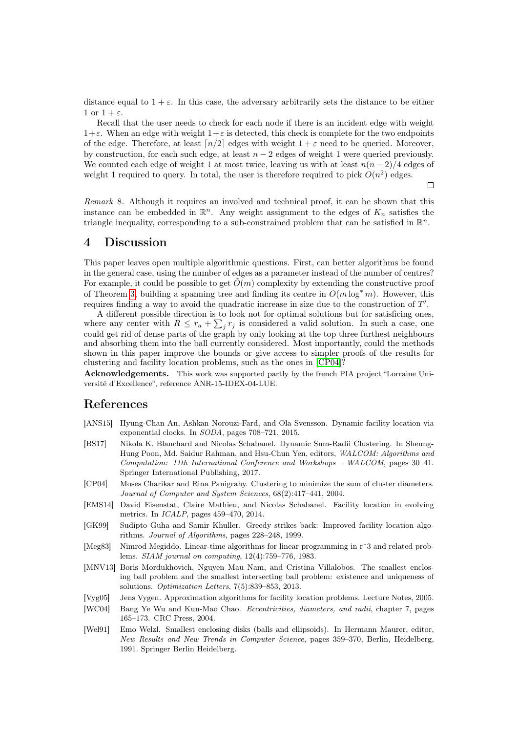distance equal to $1+\varepsilon$. In this case, the adversary arbitrarily sets the distance to be either 1 or $1+\varepsilon$.

Recall that the user needs to check for each node if there is an incident edge with weight $1+\varepsilon$. When an edge with weight $1+\varepsilon$ is detected, this check is complete for the two endpoints of the edge. Therefore, at least $\lceil n/2 \rceil$ edges with weight $1+\varepsilon$ need to be queried. Moreover, by construction, for each such edge, at least $n-2$ edges of weight 1 were queried previously. We counted each edge of weight 1 at most twice, leaving us with at least $n(n-2)/4$ edges of weight 1 required to query. In total, the user is therefore required to pick $O(n^2)$ edges.

□

*Remark* 8. Although it requires an involved and technical proof, it can be shown that this instance can be embedded in $\mathbb{R}^n$. Any weight assignment to the edges of $K_n$ satisfies the triangle inequality, corresponding to a sub-constrained problem that can be satisfied in $\mathbb{R}^n$.

## 4 Discussion

This paper leaves open multiple algorithmic questions. First, can better algorithms be found in the general case, using the number of edges as a parameter instead of the number of centres? For example, it could be possible to get $\tilde{O}(m)$ complexity by extending the constructive proof of Theorem 3, building a spanning tree and finding its centre in $O(m \log^* m)$. However, this requires finding a way to avoid the quadratic increase in size due to the construction of $T'$.

A different possible direction is to look not for optimal solutions but for satisficing ones, where any center with $R \leq r_a + \sum_j r_j$ is considered a valid solution. In such a case, one could get rid of dense parts of the graph by only looking at the top three furthest neighbours and absorbing them into the ball currently considered. Most importantly, could the methods shown in this paper improve the bounds or give access to simpler proofs of the results for clustering and facility location problems, such as the ones in [CP04]?

**Acknowledgements.** This work was supported partly by the french PIA project "Lorraine Université d'Excellence", reference ANR-15-IDEX-04-LUE.

## References

[ANS15] Hyung-Chan An, Ashkan Norouzi-Fard, and Ola Svensson. Dynamic facility location via exponential clocks. In *SODA*, pages 708–721, 2015.

[BS17] Nikola K. Blanchard and Nicolas Schabanel. Dynamic Sum-Radii Clustering. In Sheung-Hung Poon, Md. Saidur Rahman, and Hsu-Chun Yen, editors, *WALCOM: Algorithms and Computation: 11th International Conference and Workshops – WALCOM*, pages 30–41. Springer International Publishing, 2017.

[CP04] Moses Charikar and Rina Panigrahy. Clustering to minimize the sum of cluster diameters. *Journal of Computer and System Sciences*, 68(2):417–441, 2004.

[EMS14] David Eisenstat, Claire Mathieu, and Nicolas Schabanel. Facility location in evolving metrics. In *ICALP*, pages 459–470, 2014.

[GK99] Sudipto Guha and Samir Khuller. Greedy strikes back: Improved facility location algorithms. *Journal of Algorithms*, pages 228–248, 1999.

[Meg83] Nimrod Megiddo. Linear-time algorithms for linear programming in rˆ3 and related problems. *SIAM journal on computing*, 12(4):759–776, 1983.

[MNV13] Boris Mordukhovich, Nguyen Mau Nam, and Cristina Villalobos. The smallest enclosing ball problem and the smallest intersecting ball problem: existence and uniqueness of solutions. *Optimization Letters*, 7(5):839–853, 2013.

[Vyg05] Jens Vygen. Approximation algorithms for facility location problems. Lecture Notes, 2005.

[WC04] Bang Ye Wu and Kun-Mao Chao. *Eccentricities, diameters, and radii*, chapter 7, pages 165–173. CRC Press, 2004.

[Wel91] Emo Welzl. Smallest enclosing disks (balls and ellipsoids). In Hermann Maurer, editor, *New Results and New Trends in Computer Science*, pages 359–370, Berlin, Heidelberg, 1991. Springer Berlin Heidelberg.